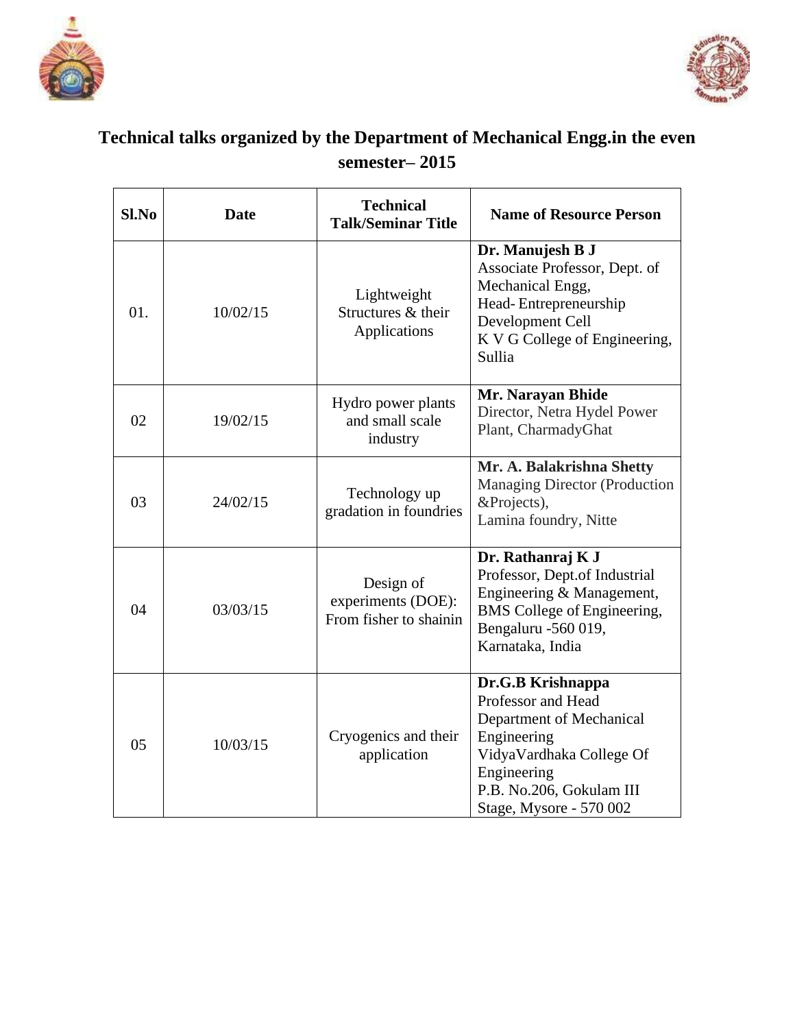# Technical talks organized by the Department of Mechanical Engg.in the even semester– 2015

| Sl.No | Date | Technical Talk/Seminar Title | Name of Resource Person |
|---|---|---|---|
| 01. | 10/02/15 | Lightweight Structures & their Applications | **Dr. Manujesh B J** Associate Professor, Dept. of Mechanical Engg, Head- Entrepreneurship Development Cell K V G College of Engineering, Sullia |
| 02 | 19/02/15 | Hydro power plants and small scale industry | **Mr. Narayan Bhide** Director, Netra Hydel Power Plant, CharmadyGhat |
| 03 | 24/02/15 | Technology up gradation in foundries | **Mr. A. Balakrishna Shetty** Managing Director (Production &Projects), Lamina foundry, Nitte |
| 04 | 03/03/15 | Design of experiments (DOE): From fisher to shainin | **Dr. Rathanraj K J** Professor, Dept.of Industrial Engineering & Management, BMS College of Engineering, Bengaluru -560 019, Karnataka, India |
| 05 | 10/03/15 | Cryogenics and their application | **Dr.G.B Krishnappa** Professor and Head Department of Mechanical Engineering VidyaVardhaka College Of Engineering P.B. No.206, Gokulam III Stage, Mysore - 570 002 |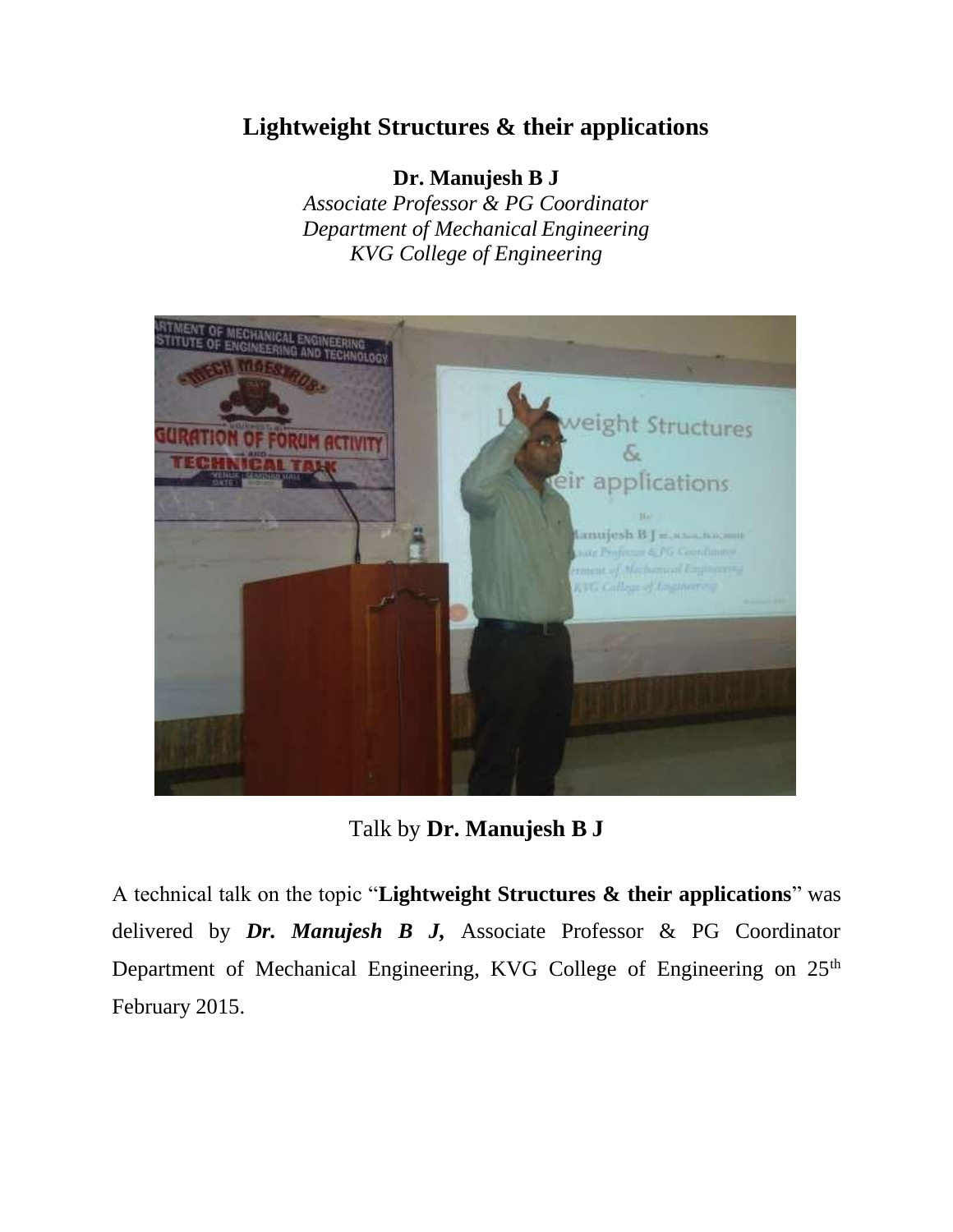## Lightweight Structures & their applications

**Dr. Manujesh B J**

*Associate Professor & PG Coordinator*
*Department of Mechanical Engineering*
*KVG College of Engineering*

Talk by **Dr. Manujesh B J**

A technical talk on the topic "**Lightweight Structures & their applications**" was delivered by ***Dr. Manujesh B J,*** Associate Professor & PG Coordinator Department of Mechanical Engineering, KVG College of Engineering on 25th February 2015.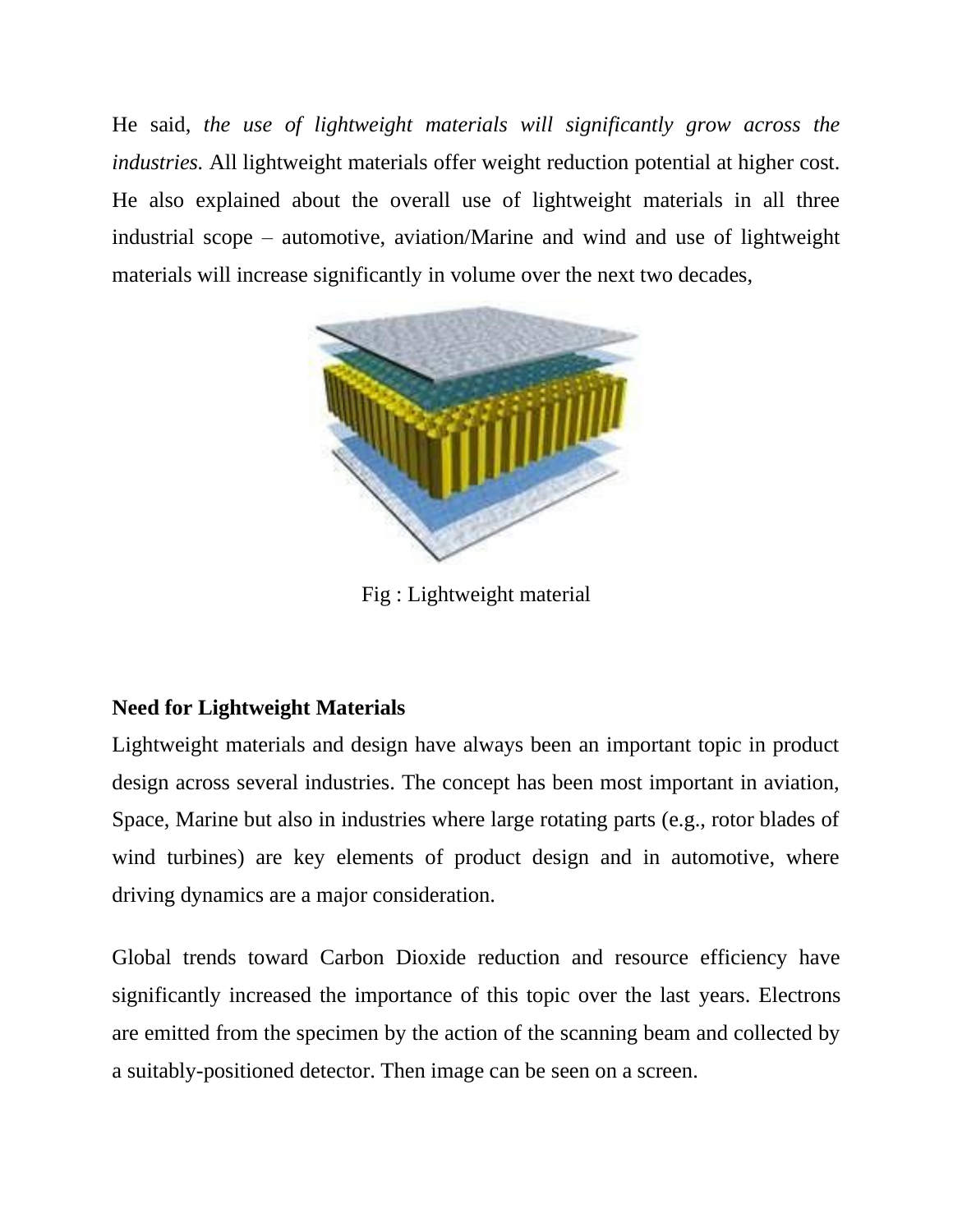He said, *the use of lightweight materials will significantly grow across the industries.* All lightweight materials offer weight reduction potential at higher cost. He also explained about the overall use of lightweight materials in all three industrial scope – automotive, aviation/Marine and wind and use of lightweight materials will increase significantly in volume over the next two decades,

Fig : Lightweight material

**Need for Lightweight Materials**

Lightweight materials and design have always been an important topic in product design across several industries. The concept has been most important in aviation, Space, Marine but also in industries where large rotating parts (e.g., rotor blades of wind turbines) are key elements of product design and in automotive, where driving dynamics are a major consideration.

Global trends toward Carbon Dioxide reduction and resource efficiency have significantly increased the importance of this topic over the last years. Electrons are emitted from the specimen by the action of the scanning beam and collected by a suitably-positioned detector. Then image can be seen on a screen.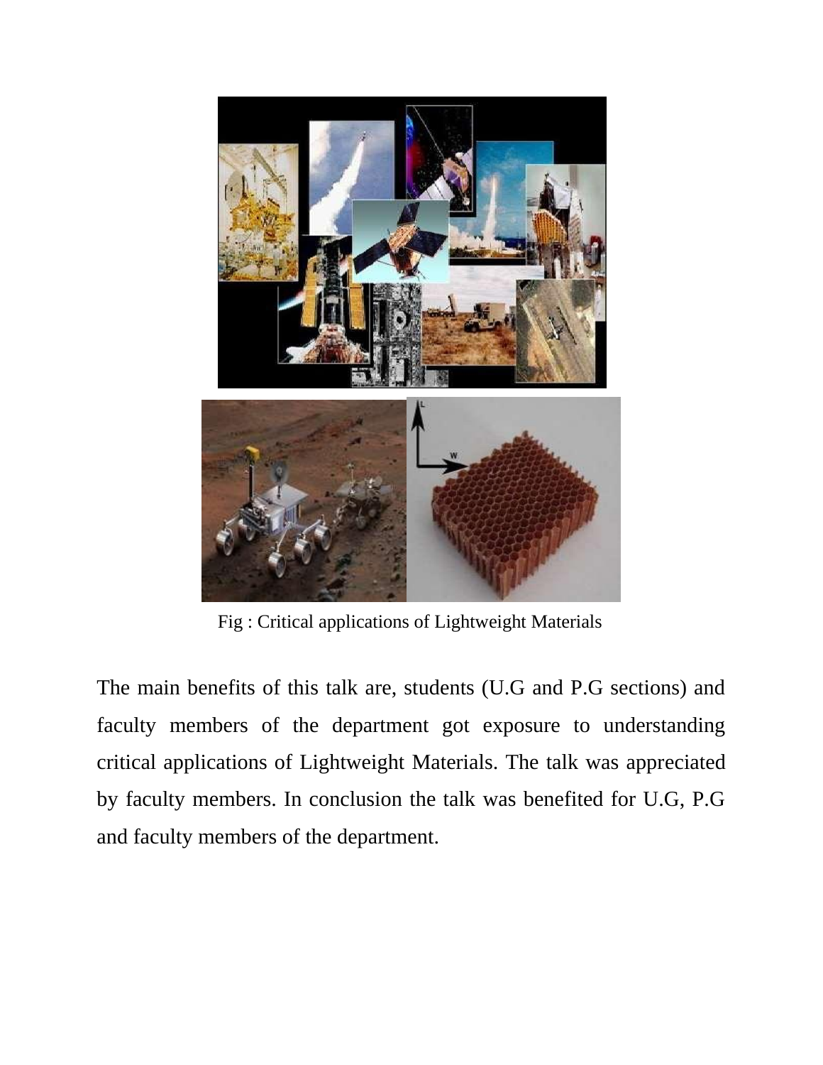Fig : Critical applications of Lightweight Materials

The main benefits of this talk are, students (U.G and P.G sections) and faculty members of the department got exposure to understanding critical applications of Lightweight Materials. The talk was appreciated by faculty members. In conclusion the talk was benefited for U.G, P.G and faculty members of the department.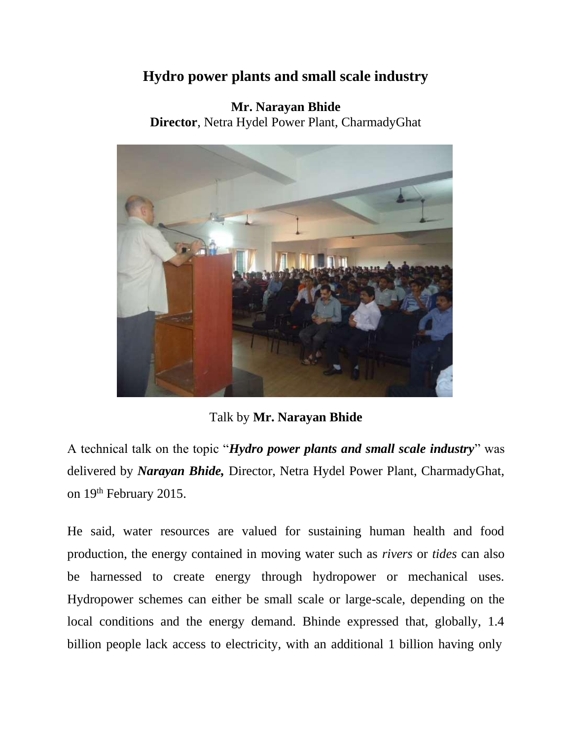# Hydro power plants and small scale industry

**Mr. Narayan Bhide**
**Director**, Netra Hydel Power Plant, CharmadyGhat

Talk by **Mr. Narayan Bhide**

A technical talk on the topic "***Hydro power plants and small scale industry***" was delivered by ***Narayan Bhide,*** Director, Netra Hydel Power Plant, CharmadyGhat, on 19th February 2015.

He said, water resources are valued for sustaining human health and food production, the energy contained in moving water such as *rivers* or *tides* can also be harnessed to create energy through hydropower or mechanical uses. Hydropower schemes can either be small scale or large-scale, depending on the local conditions and the energy demand. Bhinde expressed that, globally, 1.4 billion people lack access to electricity, with an additional 1 billion having only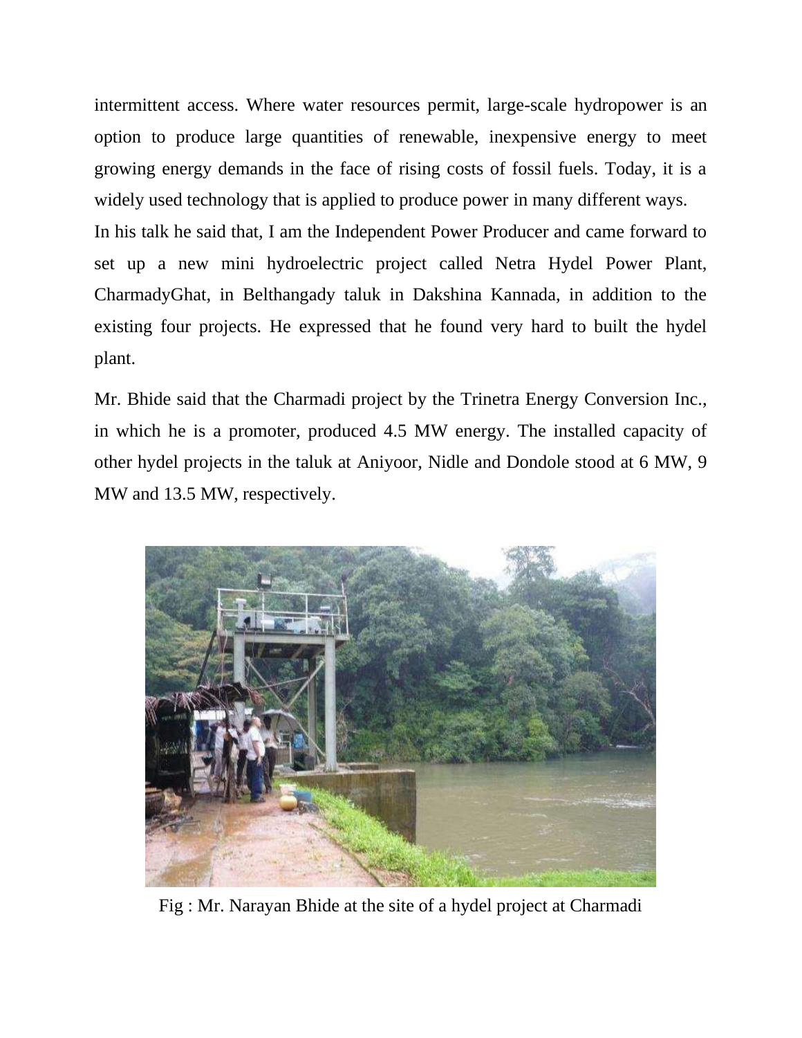intermittent access. Where water resources permit, large-scale hydropower is an option to produce large quantities of renewable, inexpensive energy to meet growing energy demands in the face of rising costs of fossil fuels. Today, it is a widely used technology that is applied to produce power in many different ways.

In his talk he said that, I am the Independent Power Producer and came forward to set up a new mini hydroelectric project called Netra Hydel Power Plant, CharmadyGhat, in Belthangady taluk in Dakshina Kannada, in addition to the existing four projects. He expressed that he found very hard to built the hydel plant.

Mr. Bhide said that the Charmadi project by the Trinetra Energy Conversion Inc., in which he is a promoter, produced 4.5 MW energy. The installed capacity of other hydel projects in the taluk at Aniyoor, Nidle and Dondole stood at 6 MW, 9 MW and 13.5 MW, respectively.

Fig : Mr. Narayan Bhide at the site of a hydel project at Charmadi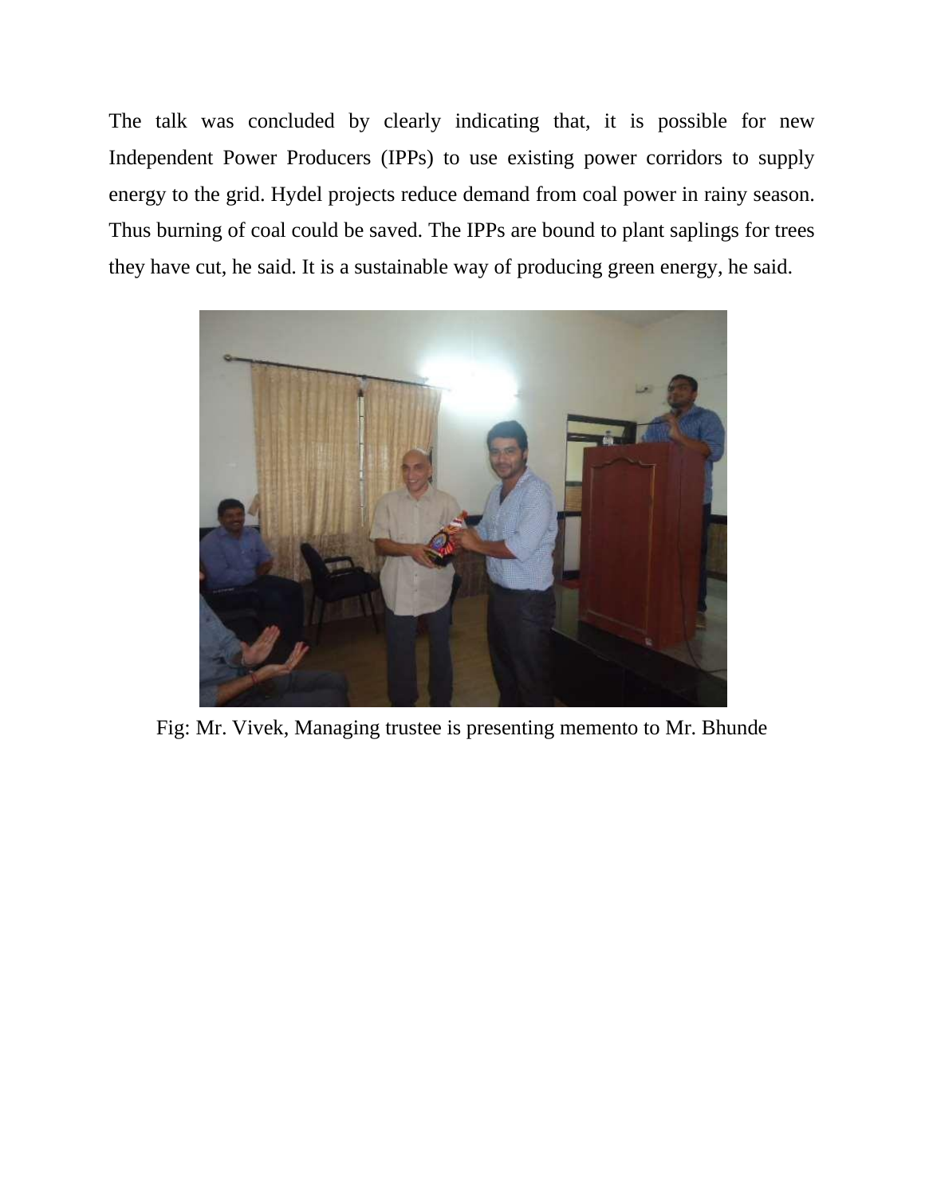The talk was concluded by clearly indicating that, it is possible for new Independent Power Producers (IPPs) to use existing power corridors to supply energy to the grid. Hydel projects reduce demand from coal power in rainy season. Thus burning of coal could be saved. The IPPs are bound to plant saplings for trees they have cut, he said. It is a sustainable way of producing green energy, he said.

Fig: Mr. Vivek, Managing trustee is presenting memento to Mr. Bhunde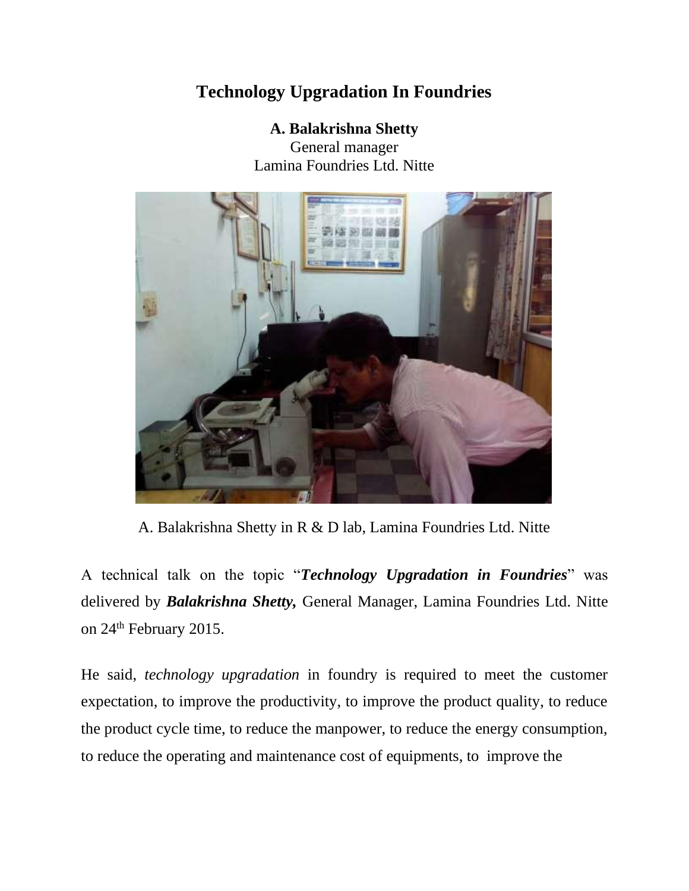# Technology Upgradation In Foundries

**A. Balakrishna Shetty**
General manager
Lamina Foundries Ltd. Nitte

A. Balakrishna Shetty in R & D lab, Lamina Foundries Ltd. Nitte

A technical talk on the topic "***Technology Upgradation in Foundries***" was delivered by ***Balakrishna Shetty,*** General Manager, Lamina Foundries Ltd. Nitte on 24th February 2015.

He said, *technology upgradation* in foundry is required to meet the customer expectation, to improve the productivity, to improve the product quality, to reduce the product cycle time, to reduce the manpower, to reduce the energy consumption, to reduce the operating and maintenance cost of equipments, to improve the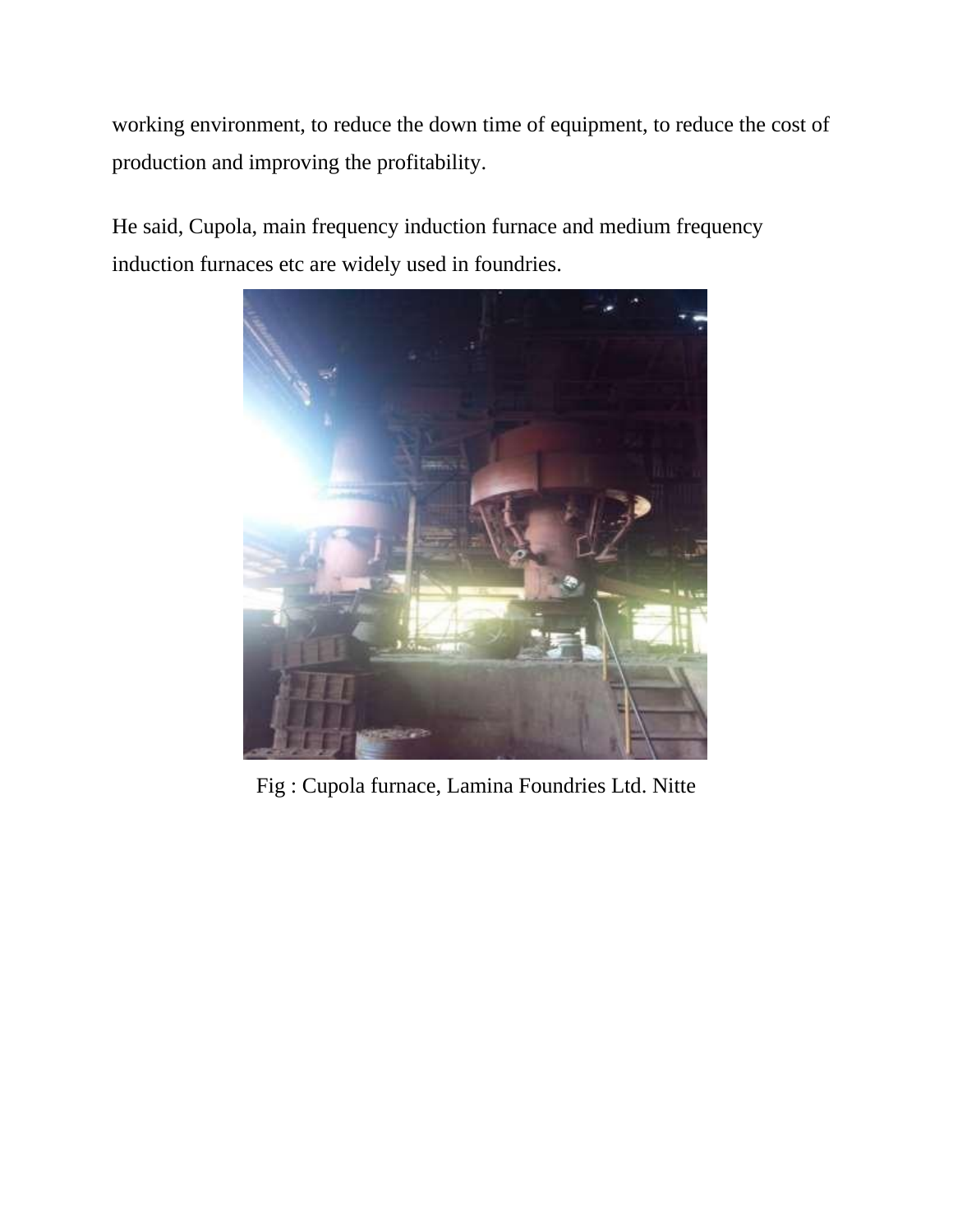working environment, to reduce the down time of equipment, to reduce the cost of production and improving the profitability.

He said, Cupola, main frequency induction furnace and medium frequency induction furnaces etc are widely used in foundries.

Fig : Cupola furnace, Lamina Foundries Ltd. Nitte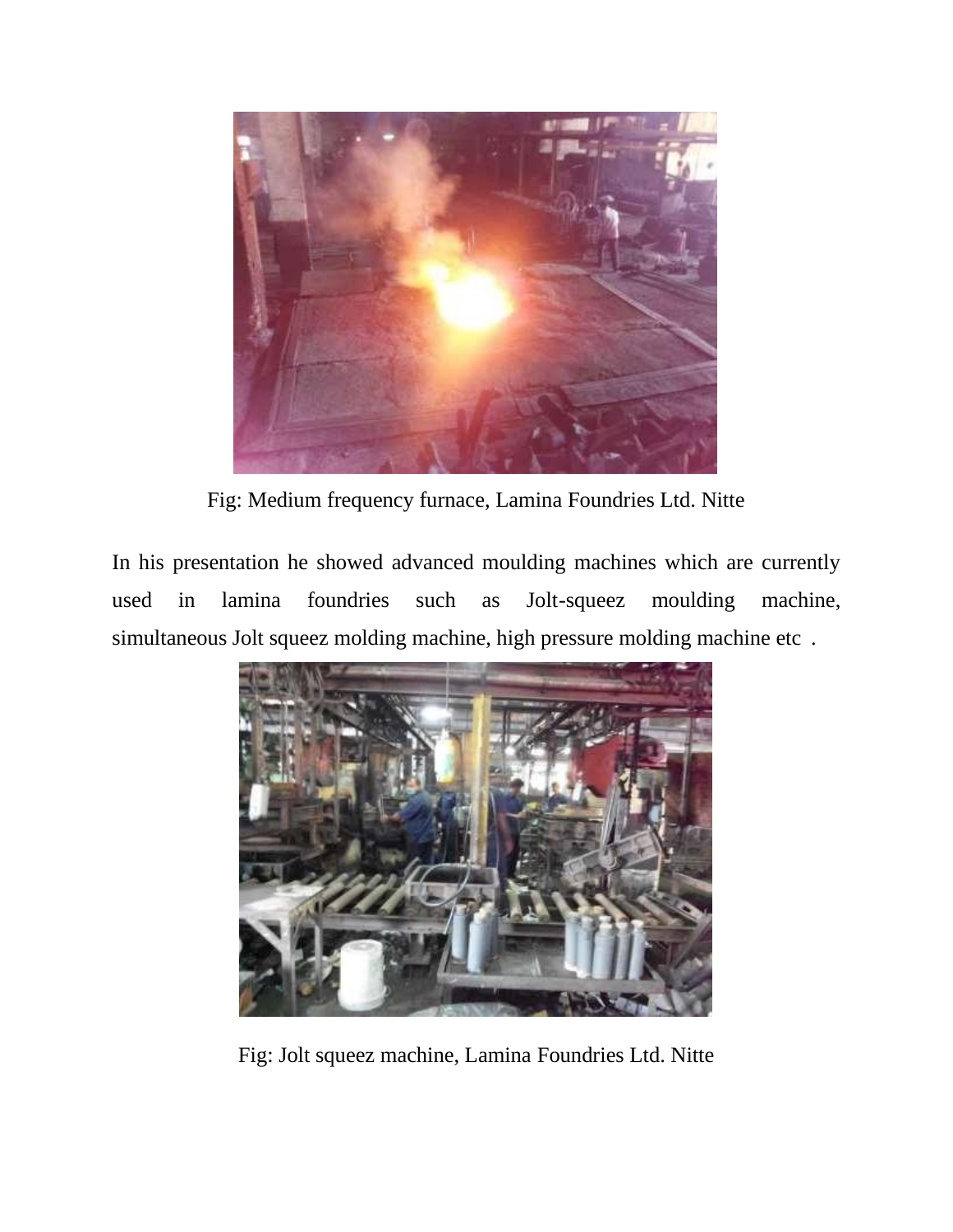Fig: Medium frequency furnace, Lamina Foundries Ltd. Nitte

In his presentation he showed advanced moulding machines which are currently used in lamina foundries such as Jolt-squeez moulding machine, simultaneous Jolt squeez molding machine, high pressure molding machine etc .

Fig: Jolt squeez machine, Lamina Foundries Ltd. Nitte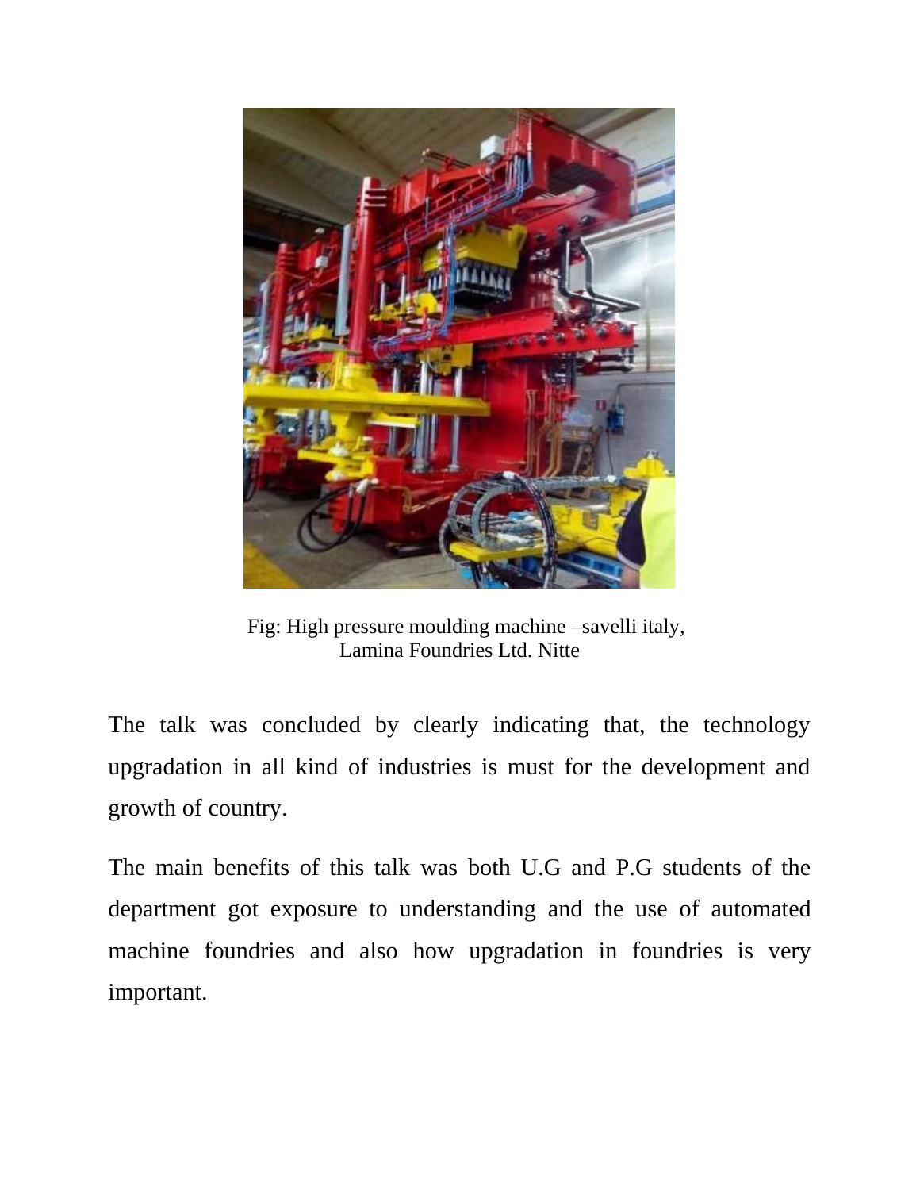Fig: High pressure moulding machine –savelli italy, Lamina Foundries Ltd. Nitte

The talk was concluded by clearly indicating that, the technology upgradation in all kind of industries is must for the development and growth of country.

The main benefits of this talk was both U.G and P.G students of the department got exposure to understanding and the use of automated machine foundries and also how upgradation in foundries is very important.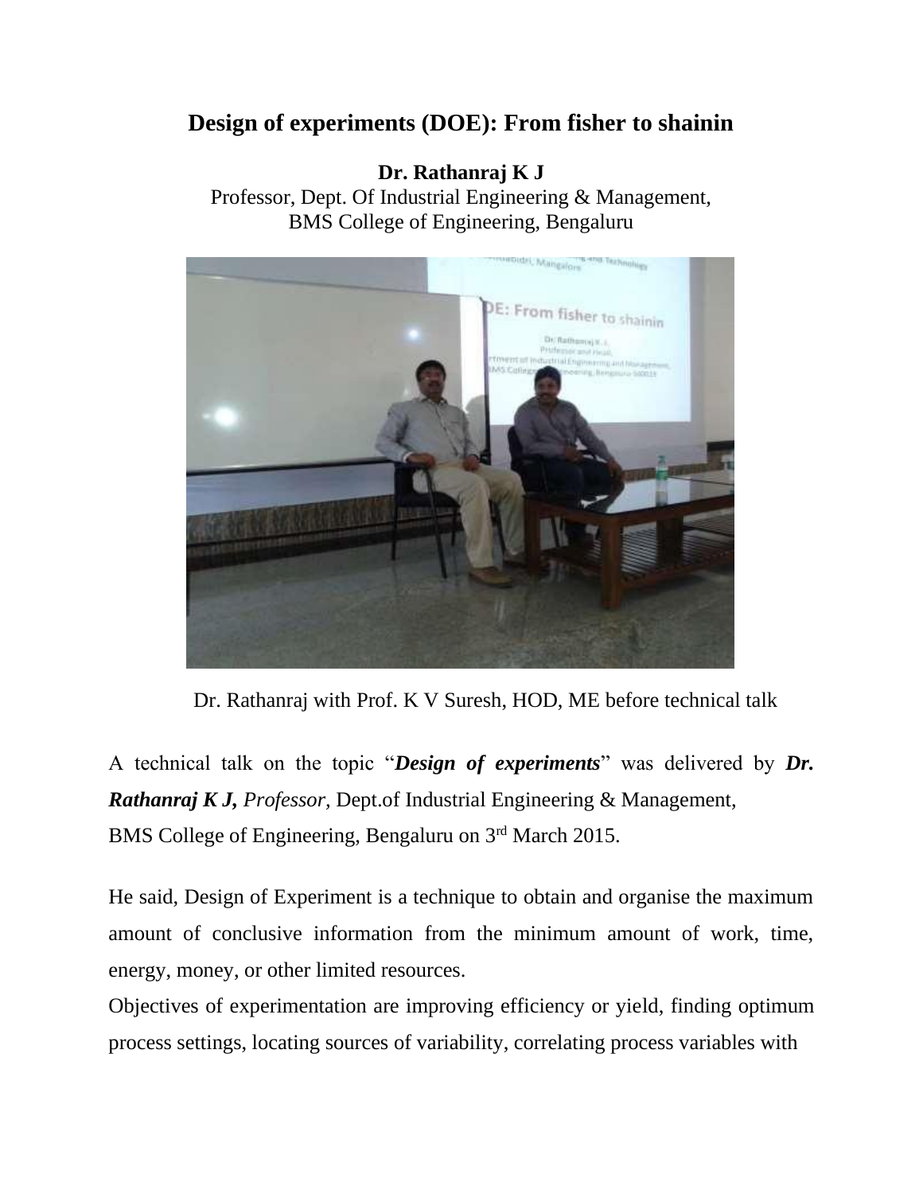# Design of experiments (DOE): From fisher to shainin

**Dr. Rathanraj K J**
Professor, Dept. Of Industrial Engineering & Management,
BMS College of Engineering, Bengaluru

Dr. Rathanraj with Prof. K V Suresh, HOD, ME before technical talk

A technical talk on the topic "***Design of experiments***" was delivered by ***Dr. Rathanraj K J,*** *Professor,* Dept.of Industrial Engineering & Management, BMS College of Engineering, Bengaluru on 3rd March 2015.

He said, Design of Experiment is a technique to obtain and organise the maximum amount of conclusive information from the minimum amount of work, time, energy, money, or other limited resources.

Objectives of experimentation are improving efficiency or yield, finding optimum process settings, locating sources of variability, correlating process variables with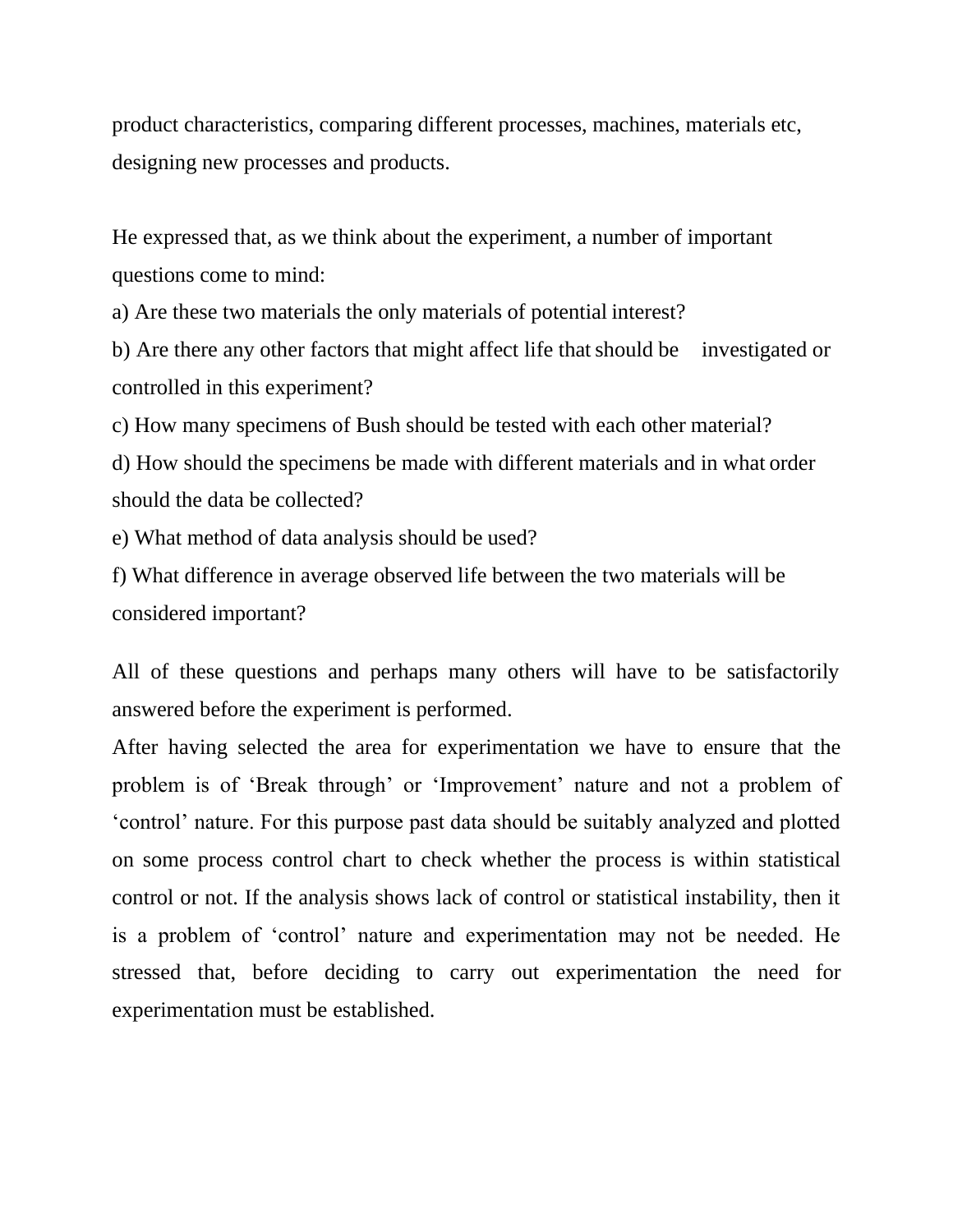product characteristics, comparing different processes, machines, materials etc, designing new processes and products.

He expressed that, as we think about the experiment, a number of important questions come to mind:

a) Are these two materials the only materials of potential interest?

b) Are there any other factors that might affect life that should be investigated or controlled in this experiment?

c) How many specimens of Bush should be tested with each other material?

d) How should the specimens be made with different materials and in what order should the data be collected?

e) What method of data analysis should be used?

f) What difference in average observed life between the two materials will be considered important?

All of these questions and perhaps many others will have to be satisfactorily answered before the experiment is performed.

After having selected the area for experimentation we have to ensure that the problem is of 'Break through' or 'Improvement' nature and not a problem of 'control' nature. For this purpose past data should be suitably analyzed and plotted on some process control chart to check whether the process is within statistical control or not. If the analysis shows lack of control or statistical instability, then it is a problem of 'control' nature and experimentation may not be needed. He stressed that, before deciding to carry out experimentation the need for experimentation must be established.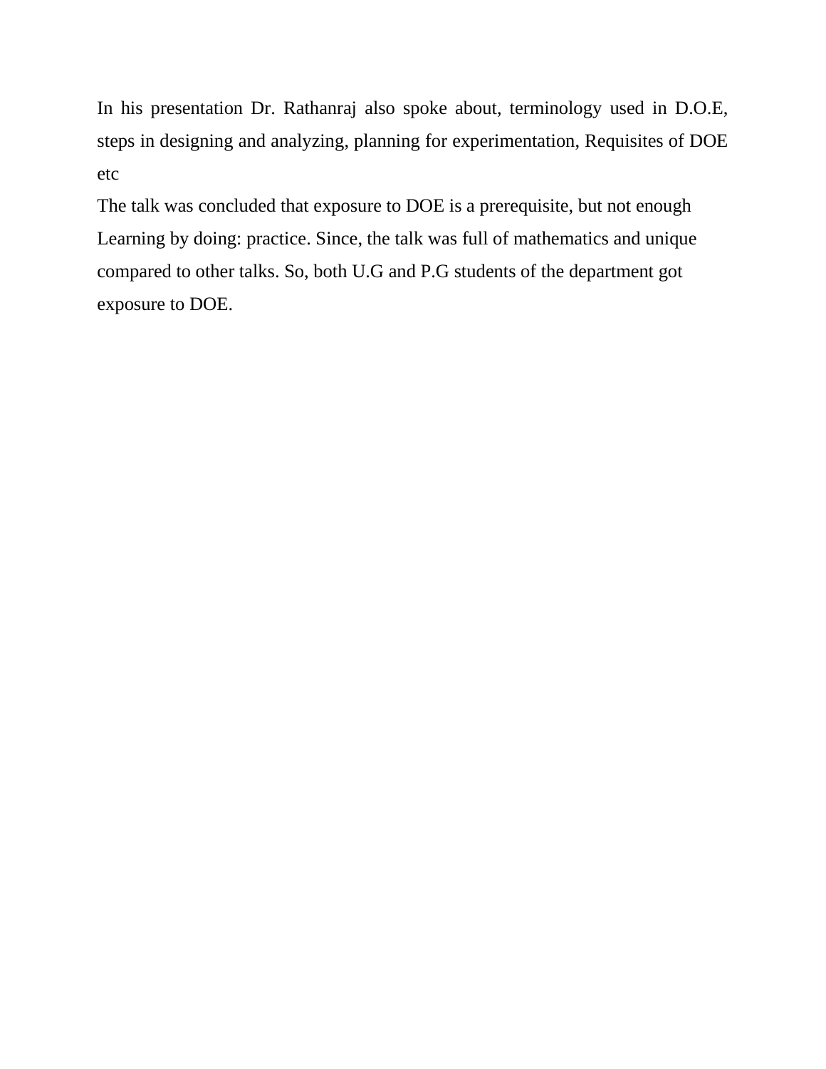In his presentation Dr. Rathanraj also spoke about, terminology used in D.O.E, steps in designing and analyzing, planning for experimentation, Requisites of DOE etc

The talk was concluded that exposure to DOE is a prerequisite, but not enough Learning by doing: practice. Since, the talk was full of mathematics and unique compared to other talks. So, both U.G and P.G students of the department got exposure to DOE.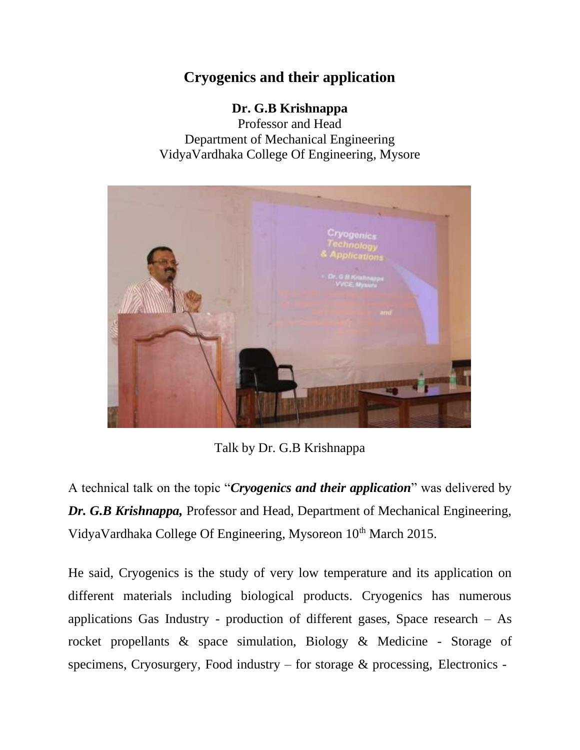# Cryogenics and their application

**Dr. G.B Krishnappa**
Professor and Head
Department of Mechanical Engineering
VidyaVardhaka College Of Engineering, Mysore

Talk by Dr. G.B Krishnappa

A technical talk on the topic "***Cryogenics and their application***" was delivered by ***Dr. G.B Krishnappa,*** Professor and Head, Department of Mechanical Engineering, VidyaVardhaka College Of Engineering, Mysoreon 10th March 2015.

He said, Cryogenics is the study of very low temperature and its application on different materials including biological products. Cryogenics has numerous applications Gas Industry - production of different gases, Space research – As rocket propellants & space simulation, Biology & Medicine - Storage of specimens, Cryosurgery, Food industry – for storage & processing, Electronics -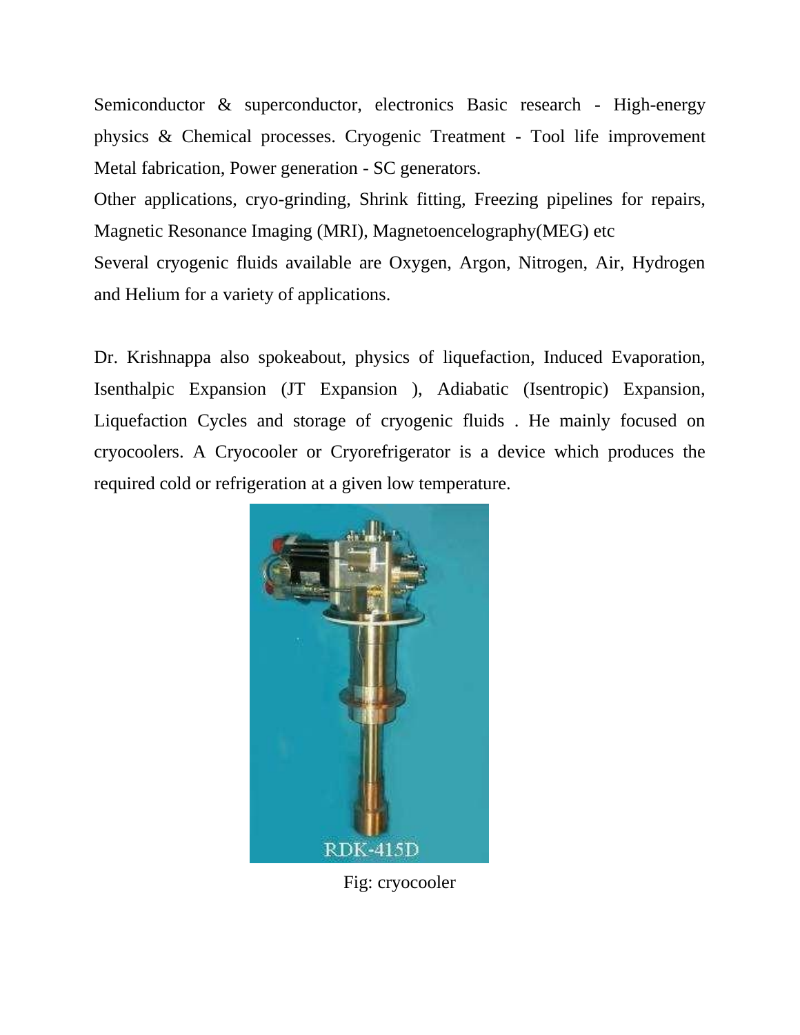Semiconductor & superconductor, electronics Basic research - High-energy physics & Chemical processes. Cryogenic Treatment - Tool life improvement Metal fabrication, Power generation - SC generators.

Other applications, cryo-grinding, Shrink fitting, Freezing pipelines for repairs, Magnetic Resonance Imaging (MRI), Magnetoencelography(MEG) etc

Several cryogenic fluids available are Oxygen, Argon, Nitrogen, Air, Hydrogen and Helium for a variety of applications.

Dr. Krishnappa also spokeabout, physics of liquefaction, Induced Evaporation, Isenthalpic Expansion (JT Expansion ), Adiabatic (Isentropic) Expansion, Liquefaction Cycles and storage of cryogenic fluids . He mainly focused on cryocoolers. A Cryocooler or Cryorefrigerator is a device which produces the required cold or refrigeration at a given low temperature.

RDK-415D

Fig: cryocooler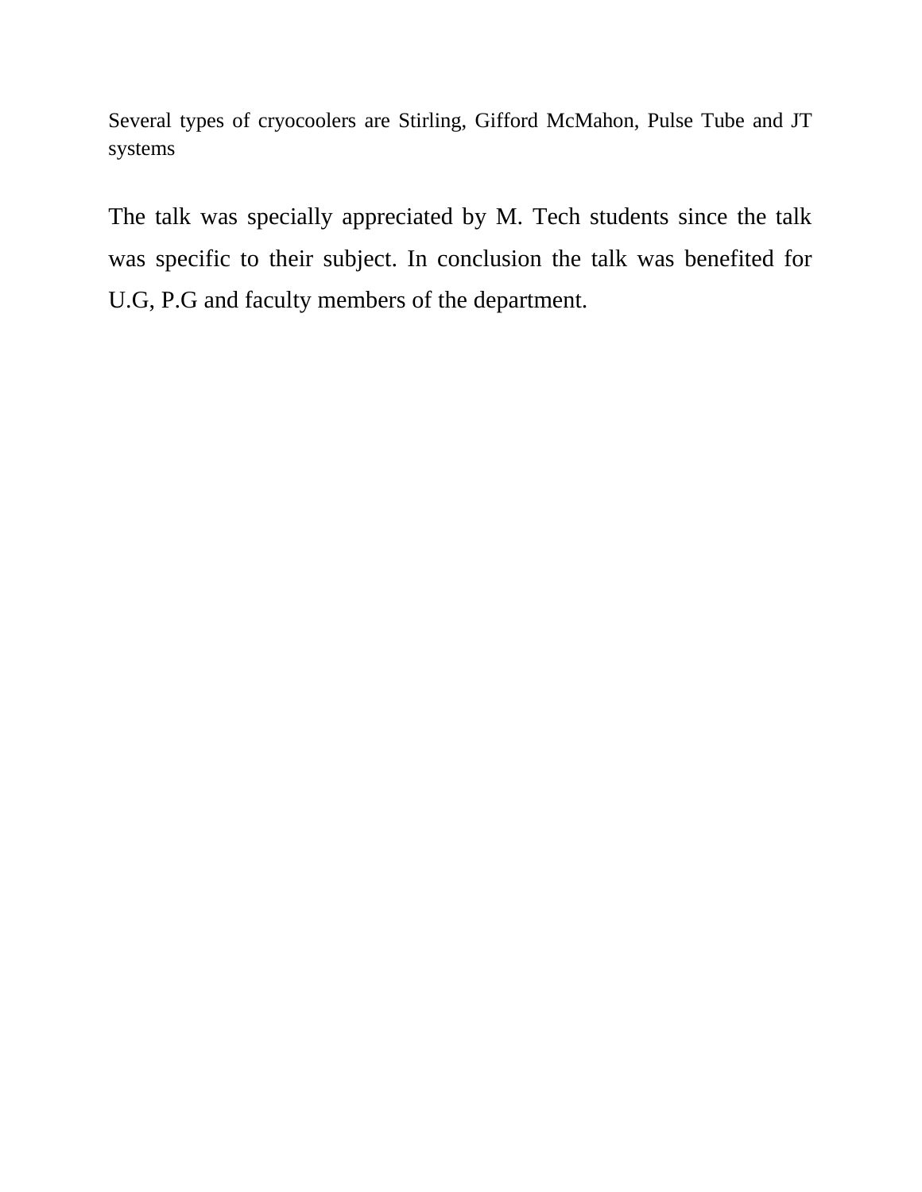Several types of cryocoolers are Stirling, Gifford McMahon, Pulse Tube and JT systems

The talk was specially appreciated by M. Tech students since the talk was specific to their subject. In conclusion the talk was benefited for U.G, P.G and faculty members of the department.